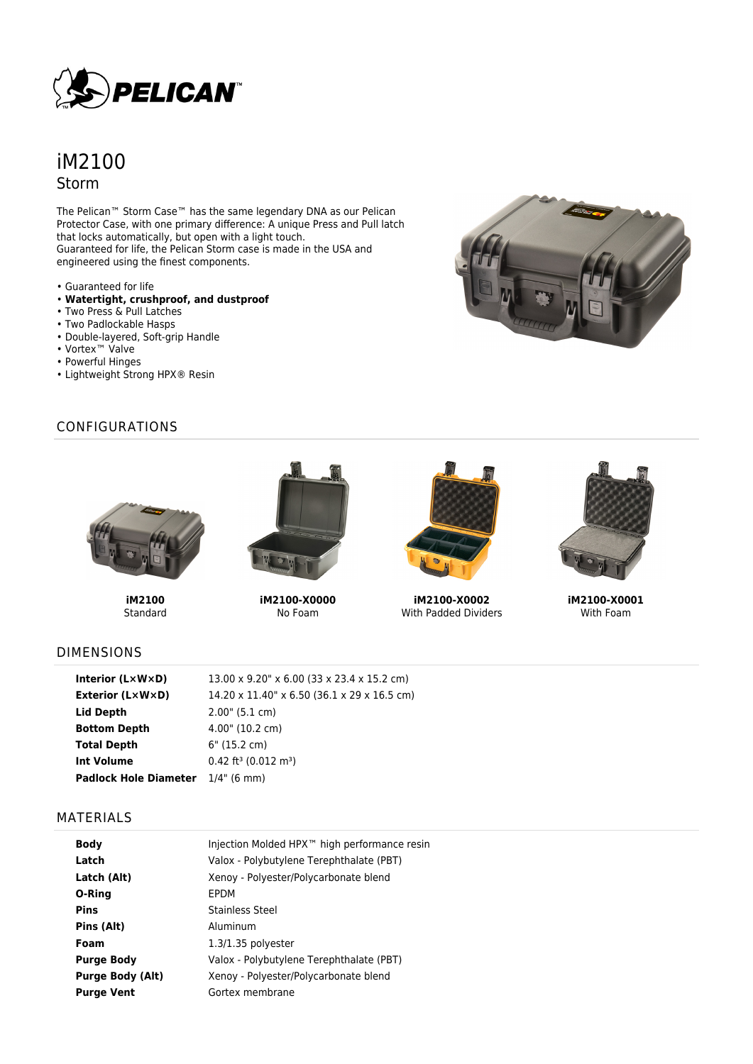# iM2100

## Storm

The Pelican™ Storm Case™ has the same legendary DNA as our Pelican Protector Case, with one primary difference: A unique Press and Pull latch that locks automatically, but open with a light touch.
Guaranteed for life, the Pelican Storm case is made in the USA and engineered using the finest components.

- Guaranteed for life
- **Watertight, crushproof, and dustproof**
- Two Press & Pull Latches
- Two Padlockable Hasps
- Double-layered, Soft-grip Handle
- Vortex™ Valve
- Powerful Hinges
- Lightweight Strong HPX® Resin

## CONFIGURATIONS

| **iM2100** | **iM2100-X0000** | **iM2100-X0002** | **iM2100-X0001** |
|---|---|---|---|
| Standard | No Foam | With Padded Dividers | With Foam |

## DIMENSIONS

| | |
|---|---|
| **Interior (L×W×D)** | 13.00 x 9.20" x 6.00 (33 x 23.4 x 15.2 cm) |
| **Exterior (L×W×D)** | 14.20 x 11.40" x 6.50 (36.1 x 29 x 16.5 cm) |
| **Lid Depth** | 2.00" (5.1 cm) |
| **Bottom Depth** | 4.00" (10.2 cm) |
| **Total Depth** | 6" (15.2 cm) |
| **Int Volume** | 0.42 $ft^3$ (0.012 $m^3$) |
| **Padlock Hole Diameter** | 1/4" (6 mm) |

## MATERIALS

| | |
|---|---|
| **Body** | Injection Molded HPX™ high performance resin |
| **Latch** | Valox - Polybutylene Terephthalate (PBT) |
| **Latch (Alt)** | Xenoy - Polyester/Polycarbonate blend |
| **O-Ring** | EPDM |
| **Pins** | Stainless Steel |
| **Pins (Alt)** | Aluminum |
| **Foam** | 1.3/1.35 polyester |
| **Purge Body** | Valox - Polybutylene Terephthalate (PBT) |
| **Purge Body (Alt)** | Xenoy - Polyester/Polycarbonate blend |
| **Purge Vent** | Gortex membrane |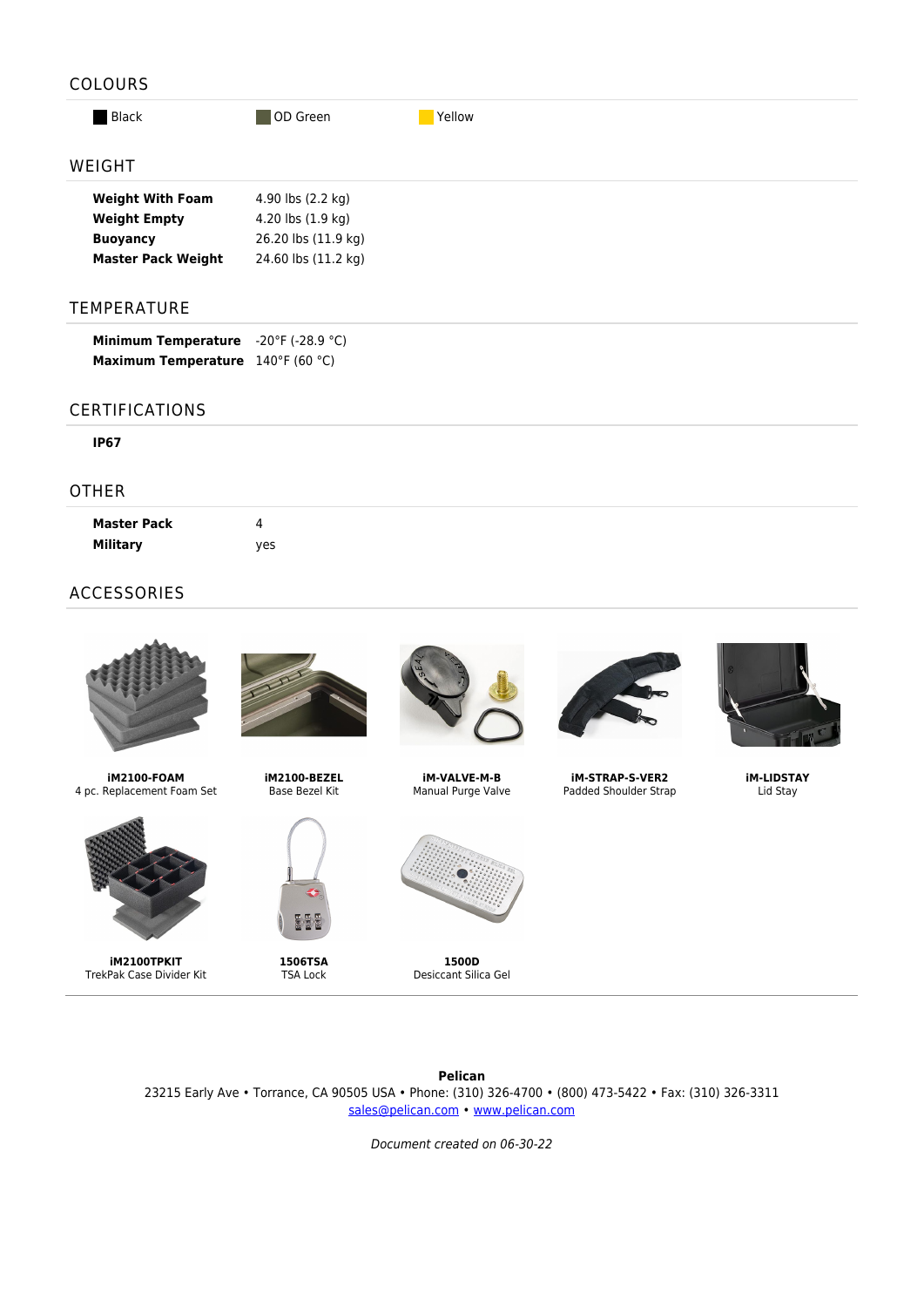## COLOURS

Black    OD Green    Yellow

## WEIGHT

| | |
|---|---|
| **Weight With Foam** | 4.90 lbs (2.2 kg) |
| **Weight Empty** | 4.20 lbs (1.9 kg) |
| **Buoyancy** | 26.20 lbs (11.9 kg) |
| **Master Pack Weight** | 24.60 lbs (11.2 kg) |

## TEMPERATURE

| | |
|---|---|
| **Minimum Temperature** | -20°F (-28.9 °C) |
| **Maximum Temperature** | 140°F (60 °C) |

## CERTIFICATIONS

**IP67**

## OTHER

| | |
|---|---|
| **Master Pack** | 4 |
| **Military** | yes |

## ACCESSORIES

**iM2100-FOAM**
4 pc. Replacement Foam Set

**iM2100-BEZEL**
Base Bezel Kit

**iM-VALVE-M-B**
Manual Purge Valve

**iM-STRAP-S-VER2**
Padded Shoulder Strap

**iM-LIDSTAY**
Lid Stay

**iM2100TPKIT**
TrekPak Case Divider Kit

**1506TSA**
TSA Lock

**1500D**
Desiccant Silica Gel

**Pelican**
23215 Early Ave • Torrance, CA 90505 USA • Phone: (310) 326-4700 • (800) 473-5422 • Fax: (310) 326-3311
sales@pelican.com • www.pelican.com

*Document created on 06-30-22*